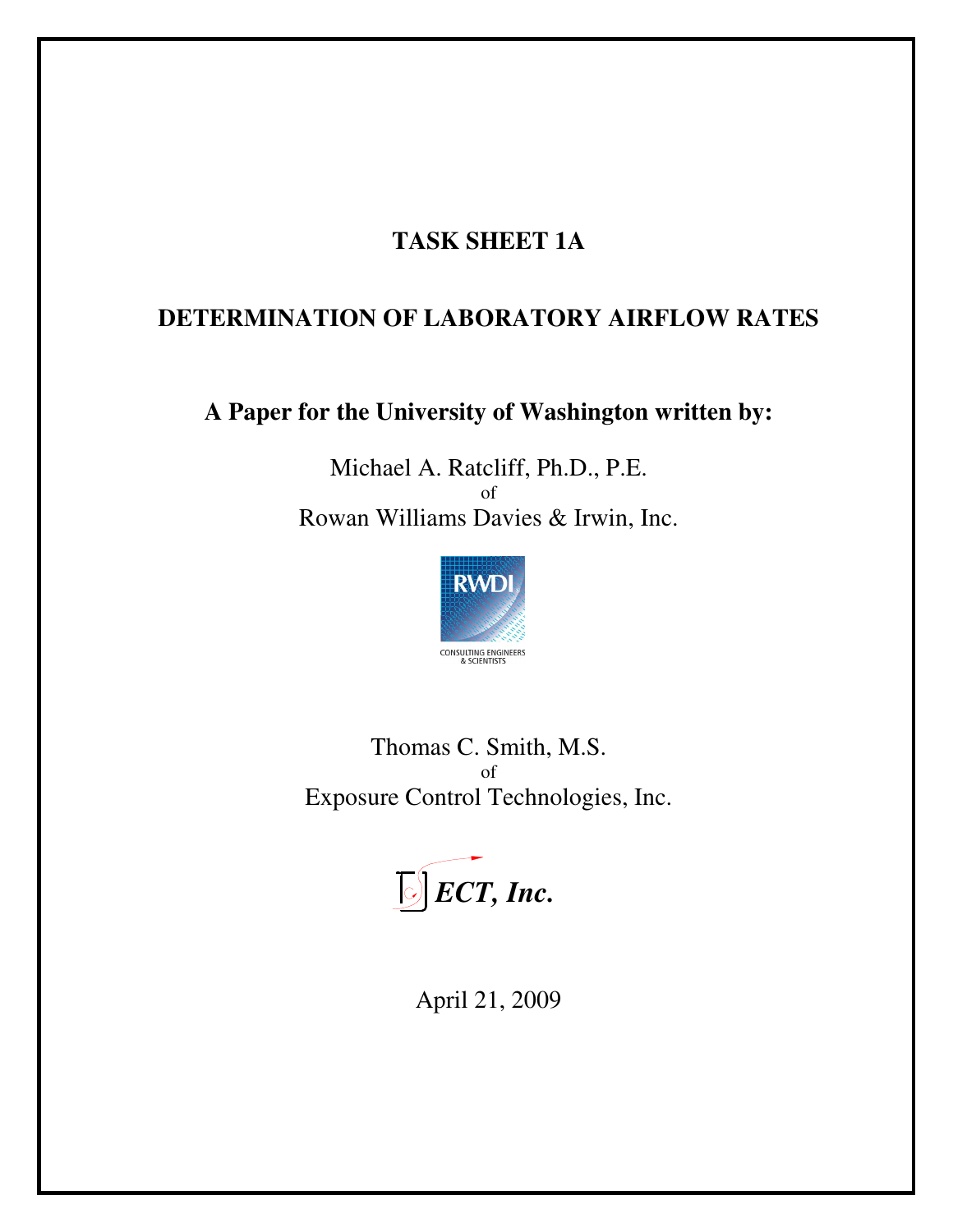# TASK SHEET 1A

## DETERMINATION OF LABORATORY AIRFLOW RATES

**A Paper for the University of Washington written by:**

Michael A. Ratcliff, Ph.D., P.E.
of
Rowan Williams Davies & Irwin, Inc.

RWDI
CONSULTING ENGINEERS & SCIENTISTS

Thomas C. Smith, M.S.
of
Exposure Control Technologies, Inc.

***ECT, Inc.***

April 21, 2009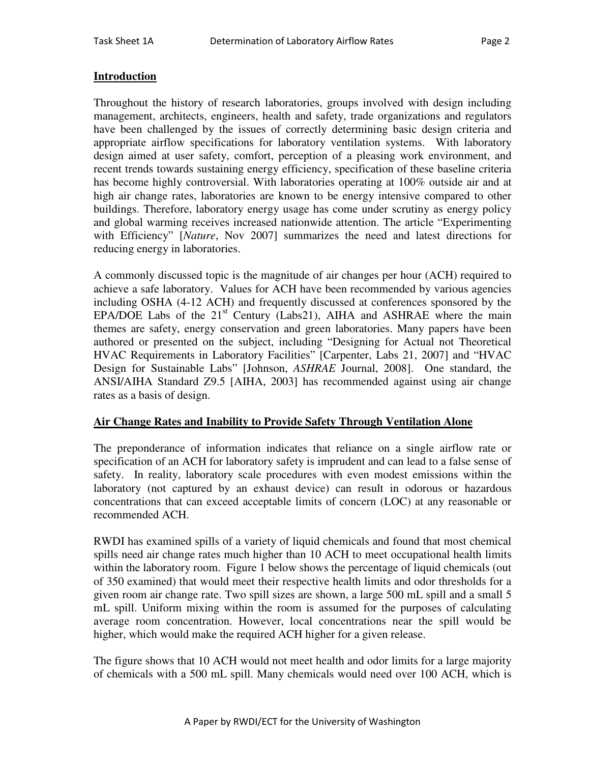## Introduction

Throughout the history of research laboratories, groups involved with design including management, architects, engineers, health and safety, trade organizations and regulators have been challenged by the issues of correctly determining basic design criteria and appropriate airflow specifications for laboratory ventilation systems. With laboratory design aimed at user safety, comfort, perception of a pleasing work environment, and recent trends towards sustaining energy efficiency, specification of these baseline criteria has become highly controversial. With laboratories operating at 100% outside air and at high air change rates, laboratories are known to be energy intensive compared to other buildings. Therefore, laboratory energy usage has come under scrutiny as energy policy and global warming receives increased nationwide attention. The article "Experimenting with Efficiency" [*Nature*, Nov 2007] summarizes the need and latest directions for reducing energy in laboratories.

A commonly discussed topic is the magnitude of air changes per hour (ACH) required to achieve a safe laboratory. Values for ACH have been recommended by various agencies including OSHA (4-12 ACH) and frequently discussed at conferences sponsored by the EPA/DOE Labs of the 21st Century (Labs21), AIHA and ASHRAE where the main themes are safety, energy conservation and green laboratories. Many papers have been authored or presented on the subject, including "Designing for Actual not Theoretical HVAC Requirements in Laboratory Facilities" [Carpenter, Labs 21, 2007] and "HVAC Design for Sustainable Labs" [Johnson, *ASHRAE* Journal, 2008]. One standard, the ANSI/AIHA Standard Z9.5 [AIHA, 2003] has recommended against using air change rates as a basis of design.

## Air Change Rates and Inability to Provide Safety Through Ventilation Alone

The preponderance of information indicates that reliance on a single airflow rate or specification of an ACH for laboratory safety is imprudent and can lead to a false sense of safety. In reality, laboratory scale procedures with even modest emissions within the laboratory (not captured by an exhaust device) can result in odorous or hazardous concentrations that can exceed acceptable limits of concern (LOC) at any reasonable or recommended ACH.

RWDI has examined spills of a variety of liquid chemicals and found that most chemical spills need air change rates much higher than 10 ACH to meet occupational health limits within the laboratory room. Figure 1 below shows the percentage of liquid chemicals (out of 350 examined) that would meet their respective health limits and odor thresholds for a given room air change rate. Two spill sizes are shown, a large 500 mL spill and a small 5 mL spill. Uniform mixing within the room is assumed for the purposes of calculating average room concentration. However, local concentrations near the spill would be higher, which would make the required ACH higher for a given release.

The figure shows that 10 ACH would not meet health and odor limits for a large majority of chemicals with a 500 mL spill. Many chemicals would need over 100 ACH, which is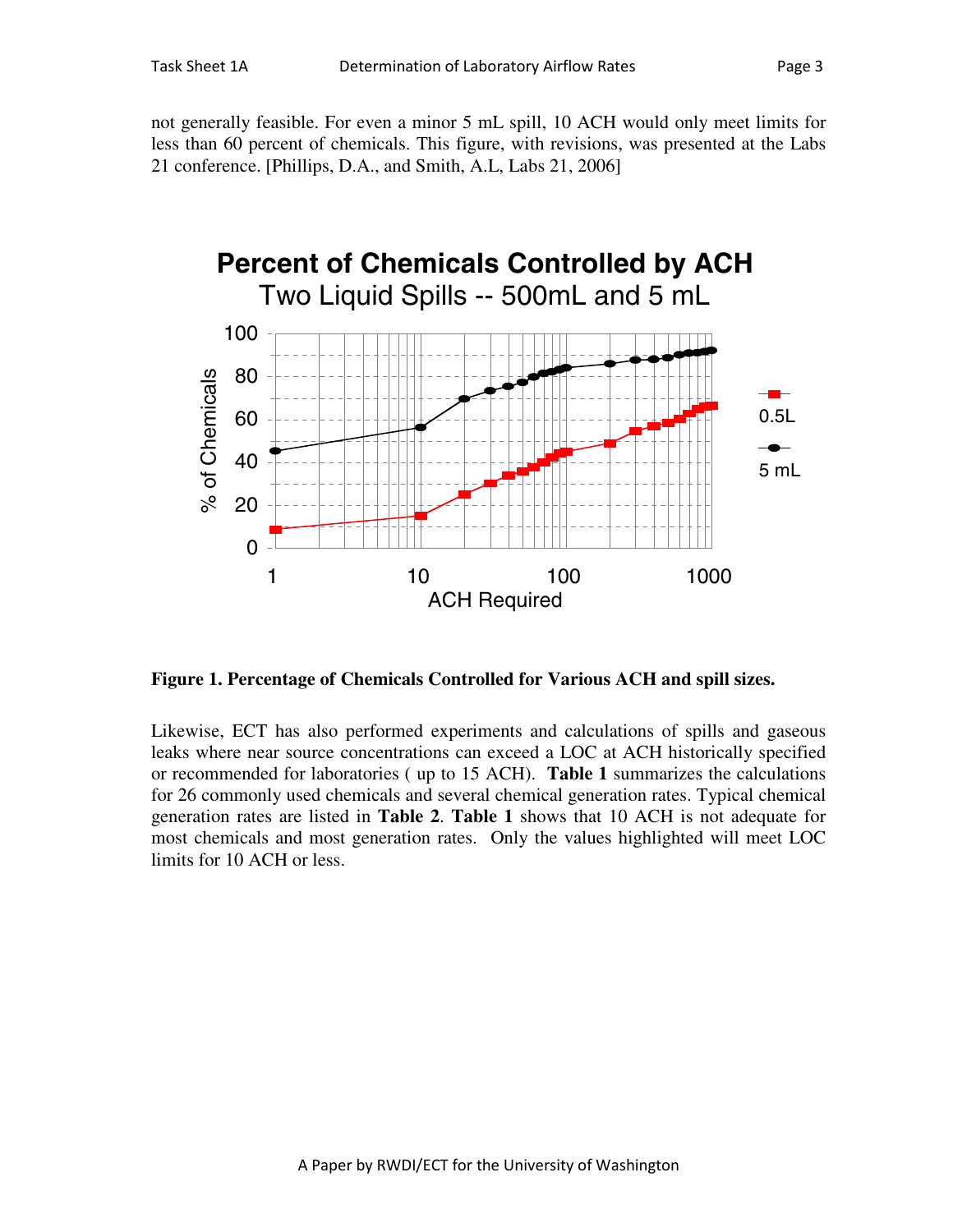not generally feasible. For even a minor 5 mL spill, 10 ACH would only meet limits for less than 60 percent of chemicals. This figure, with revisions, was presented at the Labs 21 conference. [Phillips, D.A., and Smith, A.L, Labs 21, 2006]

**Figure 1. Percentage of Chemicals Controlled for Various ACH and spill sizes.**

Likewise, ECT has also performed experiments and calculations of spills and gaseous leaks where near source concentrations can exceed a LOC at ACH historically specified or recommended for laboratories ( up to 15 ACH). **Table 1** summarizes the calculations for 26 commonly used chemicals and several chemical generation rates. Typical chemical generation rates are listed in **Table 2**. **Table 1** shows that 10 ACH is not adequate for most chemicals and most generation rates. Only the values highlighted will meet LOC limits for 10 ACH or less.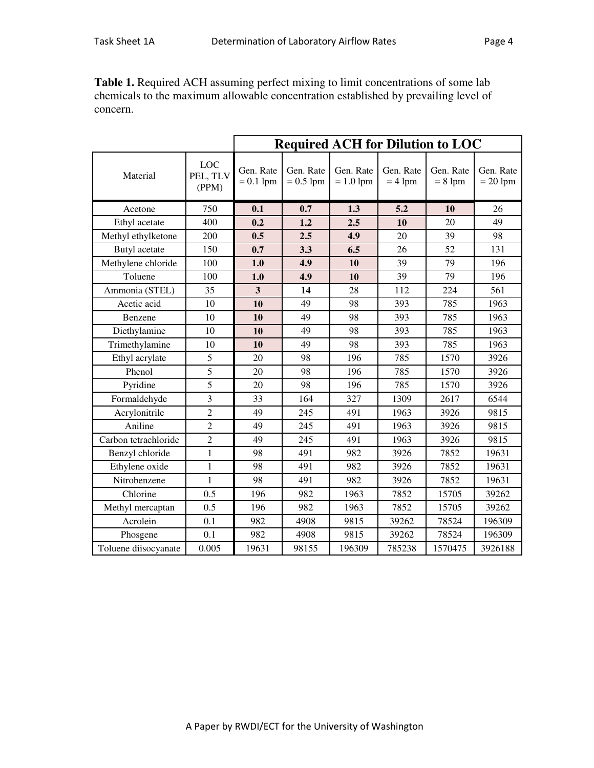**Table 1.** Required ACH assuming perfect mixing to limit concentrations of some lab chemicals to the maximum allowable concentration established by prevailing level of concern.

| Material | LOC PEL, TLV (PPM) | Required ACH for Dilution to LOC | | | | | |
|---|---|---|---|---|---|---|---|
| | | Gen. Rate = 0.1 lpm | Gen. Rate = 0.5 lpm | Gen. Rate = 1.0 lpm | Gen. Rate = 4 lpm | Gen. Rate = 8 lpm | Gen. Rate = 20 lpm |
| Acetone | 750 | **0.1** | **0.7** | **1.3** | **5.2** | **10** | 26 |
| Ethyl acetate | 400 | **0.2** | **1.2** | **2.5** | **10** | 20 | 49 |
| Methyl ethylketone | 200 | **0.5** | **2.5** | **4.9** | 20 | 39 | 98 |
| Butyl acetate | 150 | **0.7** | **3.3** | **6.5** | 26 | 52 | 131 |
| Methylene chloride | 100 | **1.0** | **4.9** | **10** | 39 | 79 | 196 |
| Toluene | 100 | **1.0** | **4.9** | **10** | 39 | 79 | 196 |
| Ammonia (STEL) | 35 | **3** | **14** | 28 | 112 | 224 | 561 |
| Acetic acid | 10 | **10** | 49 | 98 | 393 | 785 | 1963 |
| Benzene | 10 | **10** | 49 | 98 | 393 | 785 | 1963 |
| Diethylamine | 10 | **10** | 49 | 98 | 393 | 785 | 1963 |
| Trimethylamine | 10 | **10** | 49 | 98 | 393 | 785 | 1963 |
| Ethyl acrylate | 5 | 20 | 98 | 196 | 785 | 1570 | 3926 |
| Phenol | 5 | 20 | 98 | 196 | 785 | 1570 | 3926 |
| Pyridine | 5 | 20 | 98 | 196 | 785 | 1570 | 3926 |
| Formaldehyde | 3 | 33 | 164 | 327 | 1309 | 2617 | 6544 |
| Acrylonitrile | 2 | 49 | 245 | 491 | 1963 | 3926 | 9815 |
| Aniline | 2 | 49 | 245 | 491 | 1963 | 3926 | 9815 |
| Carbon tetrachloride | 2 | 49 | 245 | 491 | 1963 | 3926 | 9815 |
| Benzyl chloride | 1 | 98 | 491 | 982 | 3926 | 7852 | 19631 |
| Ethylene oxide | 1 | 98 | 491 | 982 | 3926 | 7852 | 19631 |
| Nitrobenzene | 1 | 98 | 491 | 982 | 3926 | 7852 | 19631 |
| Chlorine | 0.5 | 196 | 982 | 1963 | 7852 | 15705 | 39262 |
| Methyl mercaptan | 0.5 | 196 | 982 | 1963 | 7852 | 15705 | 39262 |
| Acrolein | 0.1 | 982 | 4908 | 9815 | 39262 | 78524 | 196309 |
| Phosgene | 0.1 | 982 | 4908 | 9815 | 39262 | 78524 | 196309 |
| Toluene diisocyanate | 0.005 | 19631 | 98155 | 196309 | 785238 | 1570475 | 3926188 |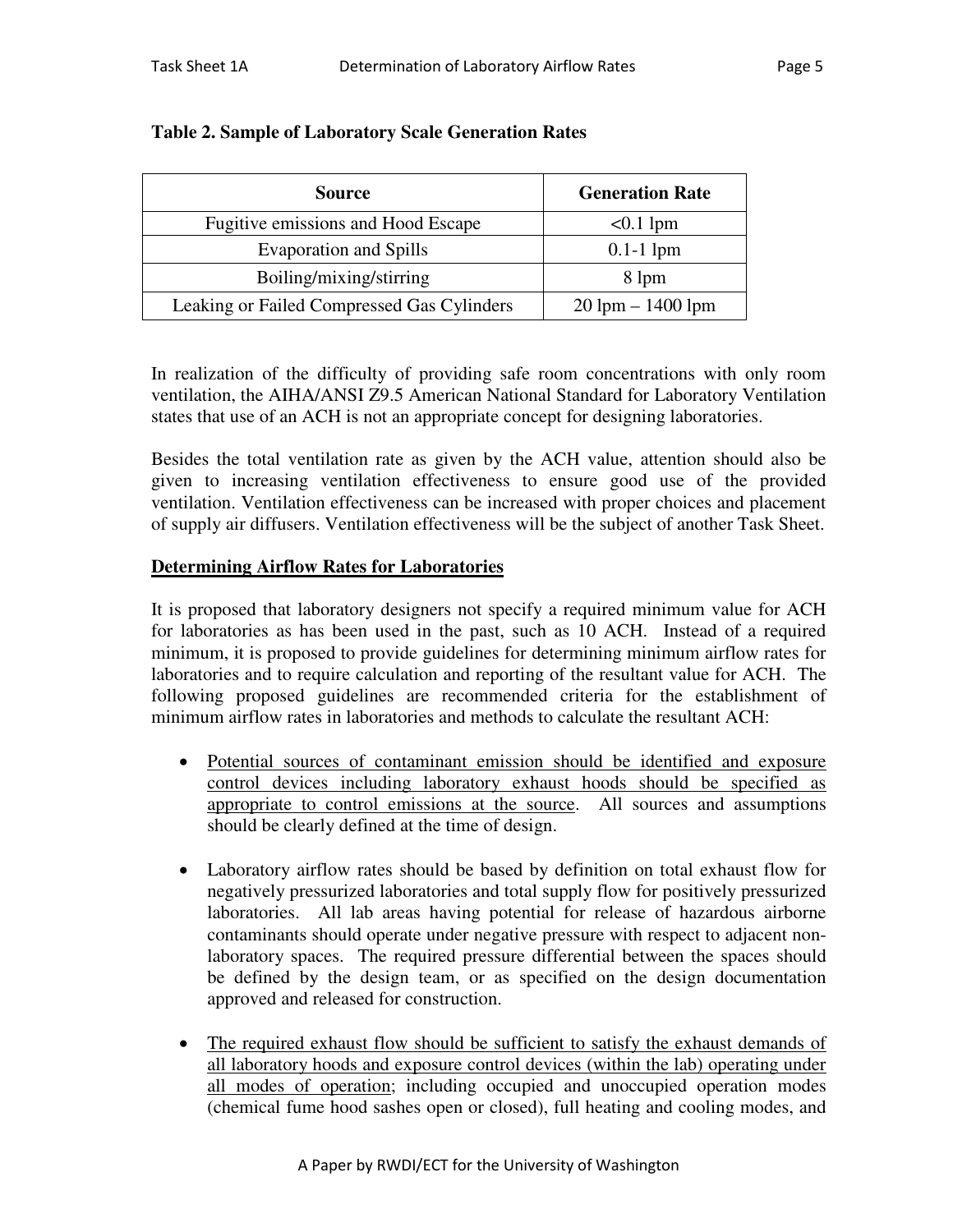**Table 2. Sample of Laboratory Scale Generation Rates**

| Source | Generation Rate |
|---|---|
| Fugitive emissions and Hood Escape | <0.1 lpm |
| Evaporation and Spills | 0.1-1 lpm |
| Boiling/mixing/stirring | 8 lpm |
| Leaking or Failed Compressed Gas Cylinders | 20 lpm – 1400 lpm |

In realization of the difficulty of providing safe room concentrations with only room ventilation, the AIHA/ANSI Z9.5 American National Standard for Laboratory Ventilation states that use of an ACH is not an appropriate concept for designing laboratories.

Besides the total ventilation rate as given by the ACH value, attention should also be given to increasing ventilation effectiveness to ensure good use of the provided ventilation. Ventilation effectiveness can be increased with proper choices and placement of supply air diffusers. Ventilation effectiveness will be the subject of another Task Sheet.

## Determining Airflow Rates for Laboratories

It is proposed that laboratory designers not specify a required minimum value for ACH for laboratories as has been used in the past, such as 10 ACH. Instead of a required minimum, it is proposed to provide guidelines for determining minimum airflow rates for laboratories and to require calculation and reporting of the resultant value for ACH. The following proposed guidelines are recommended criteria for the establishment of minimum airflow rates in laboratories and methods to calculate the resultant ACH:

- Potential sources of contaminant emission should be identified and exposure control devices including laboratory exhaust hoods should be specified as appropriate to control emissions at the source. All sources and assumptions should be clearly defined at the time of design.

- Laboratory airflow rates should be based by definition on total exhaust flow for negatively pressurized laboratories and total supply flow for positively pressurized laboratories. All lab areas having potential for release of hazardous airborne contaminants should operate under negative pressure with respect to adjacent non-laboratory spaces. The required pressure differential between the spaces should be defined by the design team, or as specified on the design documentation approved and released for construction.

- The required exhaust flow should be sufficient to satisfy the exhaust demands of all laboratory hoods and exposure control devices (within the lab) operating under all modes of operation; including occupied and unoccupied operation modes (chemical fume hood sashes open or closed), full heating and cooling modes, and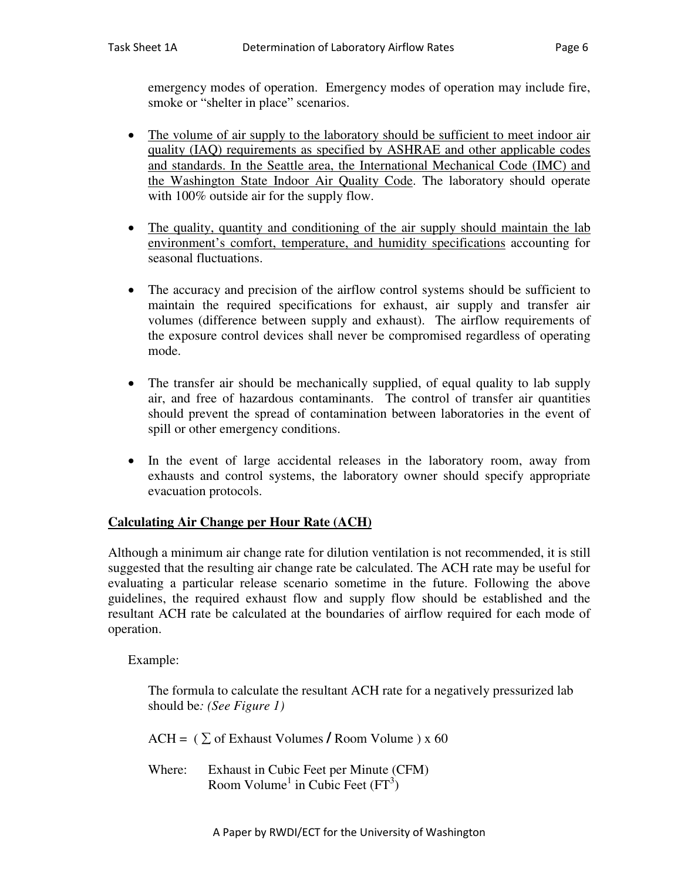emergency modes of operation. Emergency modes of operation may include fire, smoke or "shelter in place" scenarios.

- The volume of air supply to the laboratory should be sufficient to meet indoor air quality (IAQ) requirements as specified by ASHRAE and other applicable codes and standards. In the Seattle area, the International Mechanical Code (IMC) and the Washington State Indoor Air Quality Code. The laboratory should operate with 100% outside air for the supply flow.

- The quality, quantity and conditioning of the air supply should maintain the lab environment's comfort, temperature, and humidity specifications accounting for seasonal fluctuations.

- The accuracy and precision of the airflow control systems should be sufficient to maintain the required specifications for exhaust, air supply and transfer air volumes (difference between supply and exhaust). The airflow requirements of the exposure control devices shall never be compromised regardless of operating mode.

- The transfer air should be mechanically supplied, of equal quality to lab supply air, and free of hazardous contaminants. The control of transfer air quantities should prevent the spread of contamination between laboratories in the event of spill or other emergency conditions.

- In the event of large accidental releases in the laboratory room, away from exhausts and control systems, the laboratory owner should specify appropriate evacuation protocols.

## Calculating Air Change per Hour Rate (ACH)

Although a minimum air change rate for dilution ventilation is not recommended, it is still suggested that the resulting air change rate be calculated. The ACH rate may be useful for evaluating a particular release scenario sometime in the future. Following the above guidelines, the required exhaust flow and supply flow should be established and the resultant ACH rate be calculated at the boundaries of airflow required for each mode of operation.

Example:

The formula to calculate the resultant ACH rate for a negatively pressurized lab should be*: (See Figure 1)*

$$\text{ACH} = \left( \sum \text{of Exhaust Volumes} \,/\, \text{Room Volume} \right) \times 60$$

Where: Exhaust in Cubic Feet per Minute (CFM)
Room Volume[1] in Cubic Feet ($FT^3$)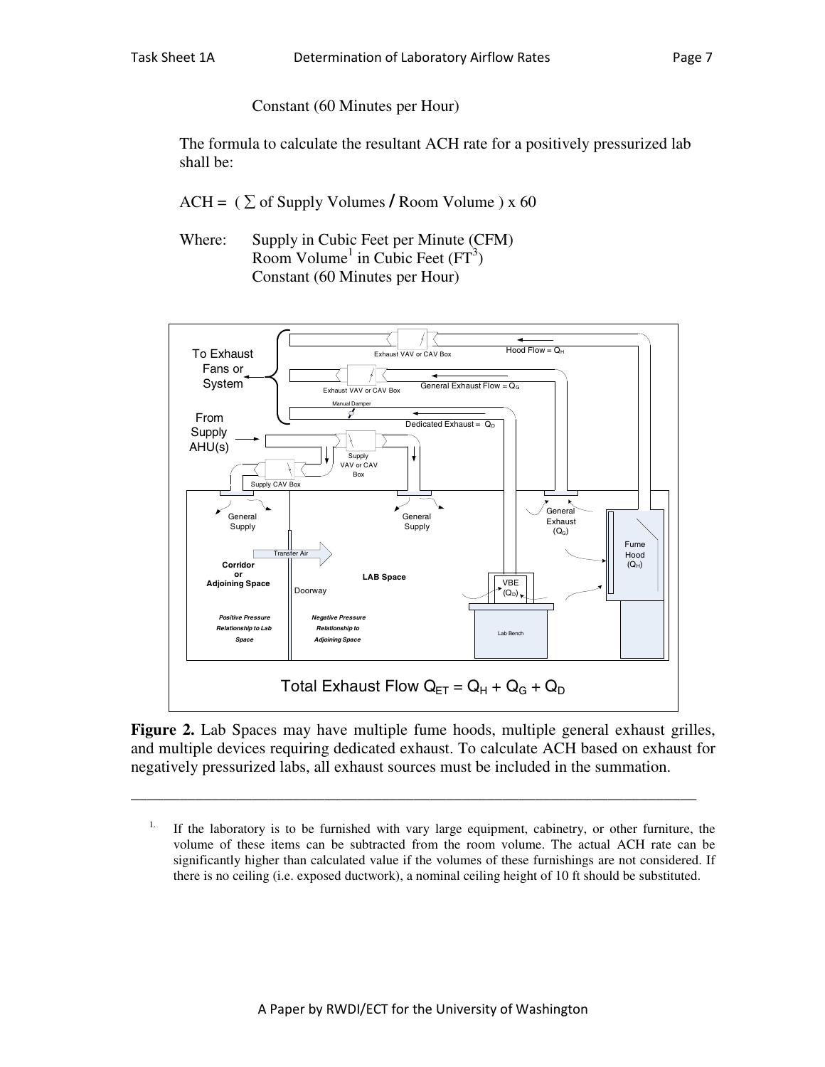Constant (60 Minutes per Hour)

The formula to calculate the resultant ACH rate for a positively pressurized lab shall be:

$$ACH = (\sum \text{ of Supply Volumes} / \text{Room Volume}) \times 60$$

Where: Supply in Cubic Feet per Minute (CFM)
Room Volume[1] in Cubic Feet ($FT^3$)
Constant (60 Minutes per Hour)

Total Exhaust Flow $Q_{ET} = Q_H + Q_G + Q_D$

**Figure 2.** Lab Spaces may have multiple fume hoods, multiple general exhaust grilles, and multiple devices requiring dedicated exhaust. To calculate ACH based on exhaust for negatively pressurized labs, all exhaust sources must be included in the summation.

---

1. If the laboratory is to be furnished with vary large equipment, cabinetry, or other furniture, the volume of these items can be subtracted from the room volume. The actual ACH rate can be significantly higher than calculated value if the volumes of these furnishings are not considered. If there is no ceiling (i.e. exposed ductwork), a nominal ceiling height of 10 ft should be substituted.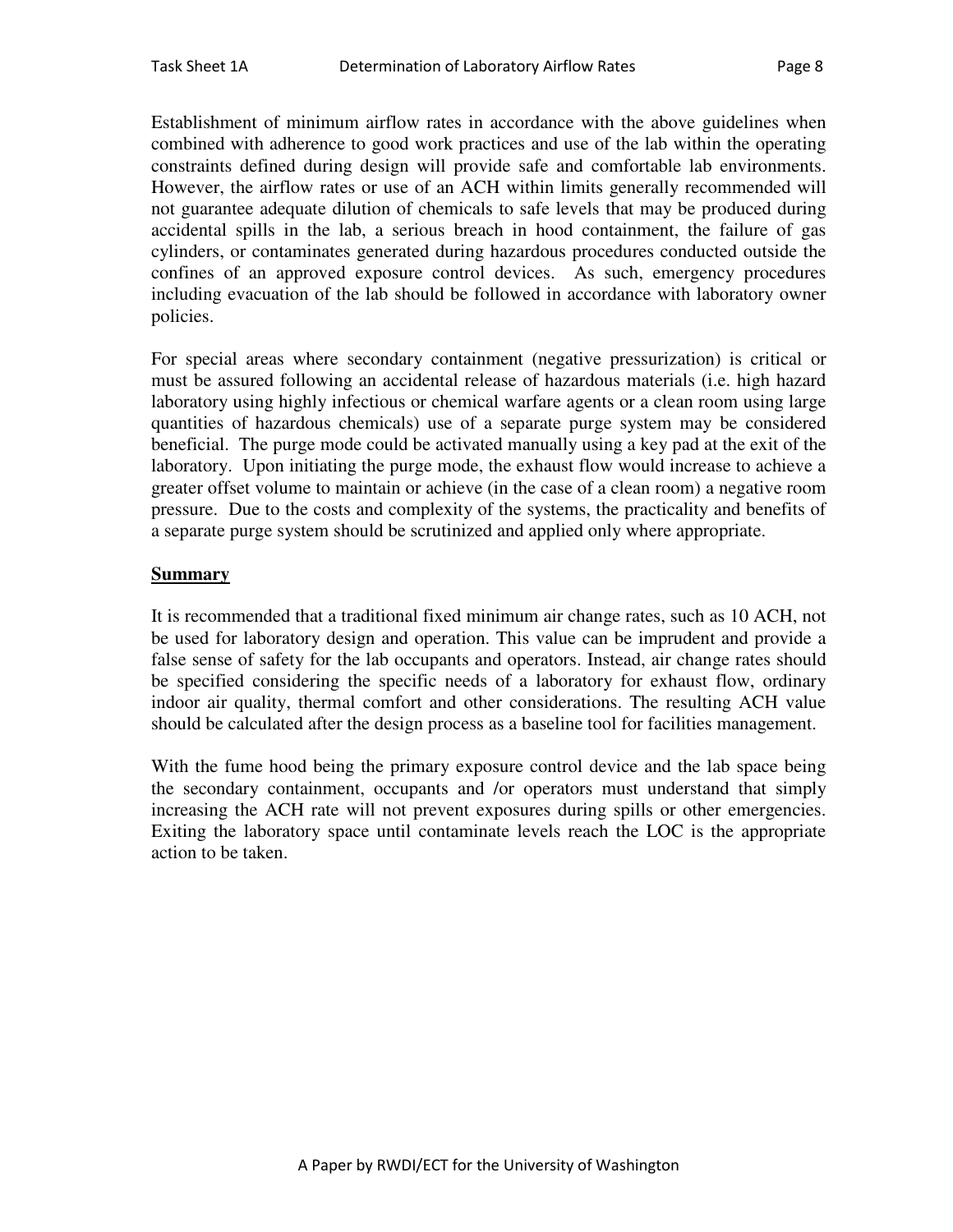Establishment of minimum airflow rates in accordance with the above guidelines when combined with adherence to good work practices and use of the lab within the operating constraints defined during design will provide safe and comfortable lab environments. However, the airflow rates or use of an ACH within limits generally recommended will not guarantee adequate dilution of chemicals to safe levels that may be produced during accidental spills in the lab, a serious breach in hood containment, the failure of gas cylinders, or contaminates generated during hazardous procedures conducted outside the confines of an approved exposure control devices. As such, emergency procedures including evacuation of the lab should be followed in accordance with laboratory owner policies.

For special areas where secondary containment (negative pressurization) is critical or must be assured following an accidental release of hazardous materials (i.e. high hazard laboratory using highly infectious or chemical warfare agents or a clean room using large quantities of hazardous chemicals) use of a separate purge system may be considered beneficial. The purge mode could be activated manually using a key pad at the exit of the laboratory. Upon initiating the purge mode, the exhaust flow would increase to achieve a greater offset volume to maintain or achieve (in the case of a clean room) a negative room pressure. Due to the costs and complexity of the systems, the practicality and benefits of a separate purge system should be scrutinized and applied only where appropriate.

## Summary

It is recommended that a traditional fixed minimum air change rates, such as 10 ACH, not be used for laboratory design and operation. This value can be imprudent and provide a false sense of safety for the lab occupants and operators. Instead, air change rates should be specified considering the specific needs of a laboratory for exhaust flow, ordinary indoor air quality, thermal comfort and other considerations. The resulting ACH value should be calculated after the design process as a baseline tool for facilities management.

With the fume hood being the primary exposure control device and the lab space being the secondary containment, occupants and /or operators must understand that simply increasing the ACH rate will not prevent exposures during spills or other emergencies. Exiting the laboratory space until contaminate levels reach the LOC is the appropriate action to be taken.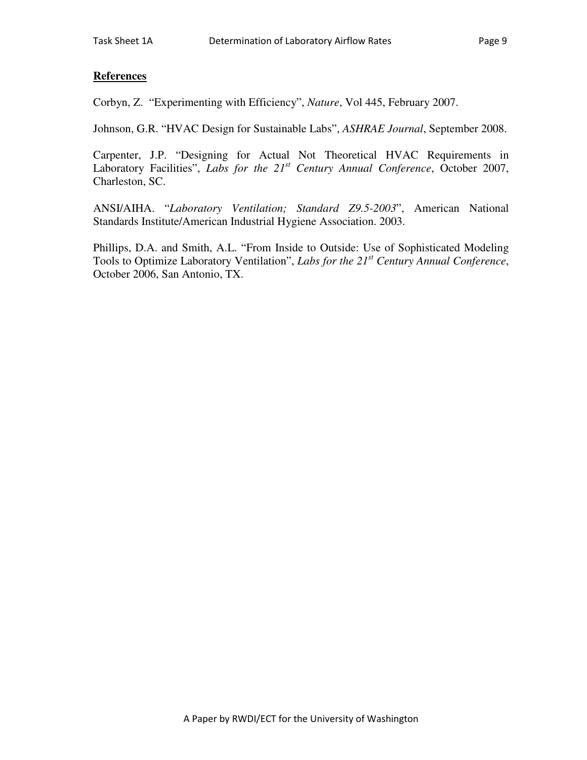## References

Corbyn, Z. "Experimenting with Efficiency", *Nature*, Vol 445, February 2007.

Johnson, G.R. "HVAC Design for Sustainable Labs", *ASHRAE Journal*, September 2008.

Carpenter, J.P. "Designing for Actual Not Theoretical HVAC Requirements in Laboratory Facilities", *Labs for the 21st Century Annual Conference*, October 2007, Charleston, SC.

ANSI/AIHA. "*Laboratory Ventilation; Standard Z9.5-2003*", American National Standards Institute/American Industrial Hygiene Association. 2003.

Phillips, D.A. and Smith, A.L. "From Inside to Outside: Use of Sophisticated Modeling Tools to Optimize Laboratory Ventilation", *Labs for the 21st Century Annual Conference*, October 2006, San Antonio, TX.